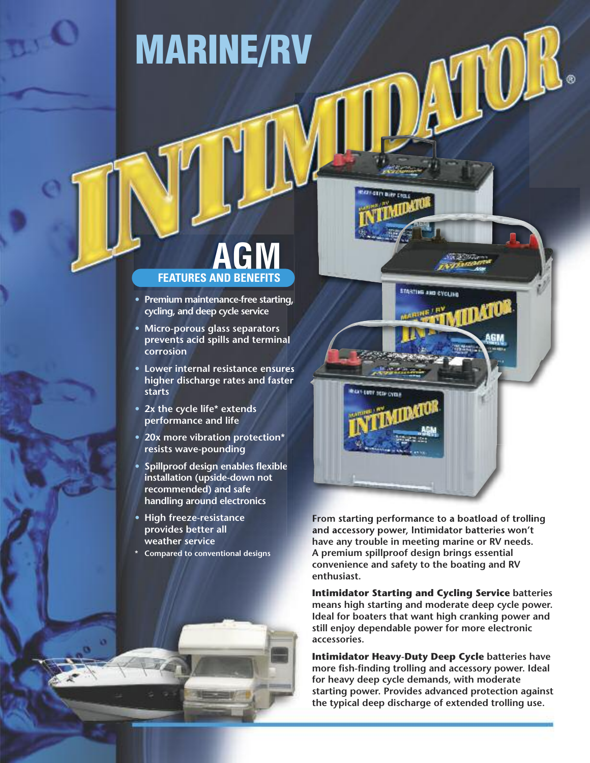# MARINE/RV

# INTIMIDATOR®

## AGM

### FEATURES AND BENEFITS

- Premium maintenance-free starting, cycling, and deep cycle service
- Micro-porous glass separators prevents acid spills and terminal corrosion
- Lower internal resistance ensures higher discharge rates and faster starts
- 2x the cycle life* extends performance and life
- 20x more vibration protection* resists wave-pounding
- Spillproof design enables flexible installation (upside-down not recommended) and safe handling around electronics
- High freeze-resistance provides better all weather service

\* Compared to conventional designs

From starting performance to a boatload of trolling and accessory power, Intimidator batteries won't have any trouble in meeting marine or RV needs. A premium spillproof design brings essential convenience and safety to the boating and RV enthusiast.

**Intimidator Starting and Cycling Service** batteries means high starting and moderate deep cycle power. Ideal for boaters that want high cranking power and still enjoy dependable power for more electronic accessories.

**Intimidator Heavy-Duty Deep Cycle** batteries have more fish-finding trolling and accessory power. Ideal for heavy deep cycle demands, with moderate starting power. Provides advanced protection against the typical deep discharge of extended trolling use.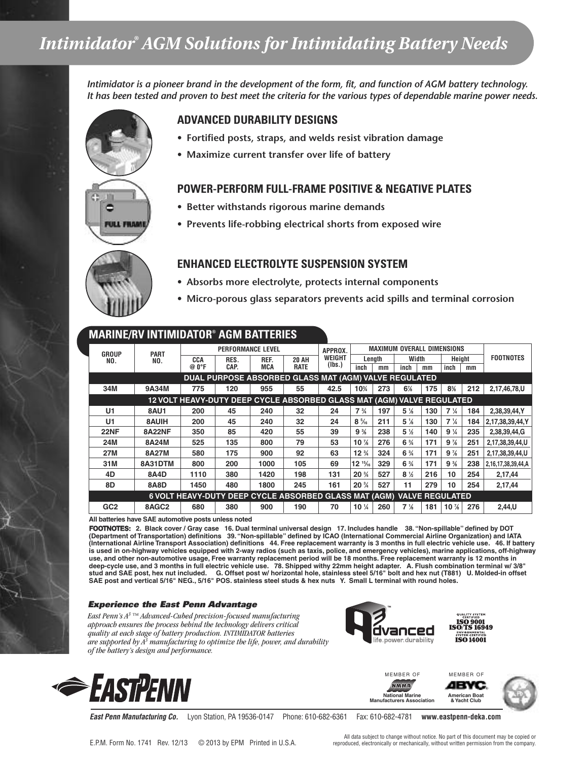# Intimidator® AGM Solutions for Intimidating Battery Needs

*Intimidator is a pioneer brand in the development of the form, fit, and function of AGM battery technology. It has been tested and proven to best meet the criteria for the various types of dependable marine power needs.*

### ADVANCED DURABILITY DESIGNS

- Fortified posts, straps, and welds resist vibration damage
- Maximize current transfer over life of battery

### POWER-PERFORM FULL-FRAME POSITIVE & NEGATIVE PLATES

- Better withstands rigorous marine demands
- Prevents life-robbing electrical shorts from exposed wire

### ENHANCED ELECTROLYTE SUSPENSION SYSTEM

- Absorbs more electrolyte, protects internal components
- Micro-porous glass separators prevents acid spills and terminal corrosion

## MARINE/RV INTIMIDATOR® AGM BATTERIES

| GROUP NO. | PART NO. | PERFORMANCE LEVEL | | | | APPROX. WEIGHT (lbs.) | MAXIMUM OVERALL DIMENSIONS | | | | | | FOOTNOTES |
|---|---|---|---|---|---|---|---|---|---|---|---|---|---|
| | | CCA @ 0°F | RES. CAP. | REF. MCA | 20 AH RATE | | Length | | Width | | Height | | |
| | | | | | | | inch | mm | inch | mm | inch | mm | |
| **DUAL PURPOSE ABSORBED GLASS MAT (AGM) VALVE REGULATED** | | | | | | | | | | | | | |
| 34M | 9A34M | 775 | 120 | 955 | 55 | 42.5 | 10¾ | 273 | 6⅞ | 175 | 8⅜ | 212 | 2,17,46,78,U |
| **12 VOLT HEAVY-DUTY DEEP CYCLE ABSORBED GLASS MAT (AGM) VALVE REGULATED** | | | | | | | | | | | | | |
| U1 | 8AU1 | 200 | 45 | 240 | 32 | 24 | 7 ¾ | 197 | 5 ⅛ | 130 | 7 ¼ | 184 | 2,38,39,44,Y |
| U1 | 8AUIH | 200 | 45 | 240 | 32 | 24 | 8 5/16 | 211 | 5 ⅛ | 130 | 7 ¼ | 184 | 2,17,38,39,44,Y |
| 22NF | 8A22NF | 350 | 85 | 420 | 55 | 39 | 9 ⅜ | 238 | 5 ½ | 140 | 9 ¼ | 235 | 2,38,39,44,G |
| 24M | 8A24M | 525 | 135 | 800 | 79 | 53 | 10 ⅞ | 276 | 6 ¾ | 171 | 9 ⅞ | 251 | 2,17,38,39,44,U |
| 27M | 8A27M | 580 | 175 | 900 | 92 | 63 | 12 ¾ | 324 | 6 ¾ | 171 | 9 ⅞ | 251 | 2,17,38,39,44,U |
| 31M | 8A31DTM | 800 | 200 | 1000 | 105 | 69 | 12 15/16 | 329 | 6 ¾ | 171 | 9 ⅜ | 238 | 2,16,17,38,39,44,A |
| 4D | 8A4D | 1110 | 380 | 1420 | 198 | 131 | 20 ¾ | 527 | 8 ½ | 216 | 10 | 254 | 2,17,44 |
| 8D | 8A8D | 1450 | 480 | 1800 | 245 | 161 | 20 ¾ | 527 | 11 | 279 | 10 | 254 | 2,17,44 |
| **6 VOLT HEAVY-DUTY DEEP CYCLE ABSORBED GLASS MAT (AGM) VALVE REGULATED** | | | | | | | | | | | | | |
| GC2 | 8AGC2 | 680 | 380 | 900 | 190 | 70 | 10 ¼ | 260 | 7 ⅛ | 181 | 10 ⅞ | 276 | 2,44,U |

**All batteries have SAE automotive posts unless noted**

**FOOTNOTES: 2. Black cover / Gray case 16. Dual terminal universal design 17. Includes handle 38. "Non-spillable" defined by DOT (Department of Transportation) definitions 39. "Non-spillable" defined by ICAO (International Commercial Airline Organization) and IATA (International Airline Transport Association) definitions 44. Free replacement warranty is 3 months in full electric vehicle use. 46. If battery is used in on-highway vehicles equipped with 2-way radios (such as taxis, police, and emergency vehicles), marine applications, off-highway use, and other non-automotive usage, Free warranty replacement period will be 18 months. Free replacement warranty is 12 months in deep-cycle use, and 3 months in full electric vehicle use. 78. Shipped withy 22mm height adapter. A. Flush combination terminal w/ 3/8" stud and SAE post, hex nut included. G. Offset post w/ horizontal hole, stainless steel 5/16" bolt and hex nut (T881) U. Molded-in offset SAE post and vertical 5/16" NEG., 5/16" POS. stainless steel studs & hex nuts Y. Small L terminal with round holes.**

### *Experience the East Penn Advantage*

*East Penn's A³ ™ Advanced-Cubed precision-focused manufacturing approach ensures the process behind the technology delivers critical quality at each stage of battery production. INTIMIDATOR batteries are supported by A³ manufacturing to optimize the life, power, and durability of the battery's design and performance.*

A³ Advanced life.power.durability

QUALITY SYSTEM CERTIFIED ISO 9001 ISO/TS 16949 ENVIRONMENTAL SYSTEM CERTIFIED ISO 14001

EASTPENN

MEMBER OF NMMA National Marine Manufacturers Association

MEMBER OF ABYC American Boat & Yacht Club

**East Penn Manufacturing Co.** Lyon Station, PA 19536-0147 Phone: 610-682-6361 Fax: 610-682-4781 **www.eastpenn-deka.com**

E.P.M. Form No. 1741 Rev. 12/13 © 2013 by EPM Printed in U.S.A.

All data subject to change without notice. No part of this document may be copied or reproduced, electronically or mechanically, without written permission from the company.